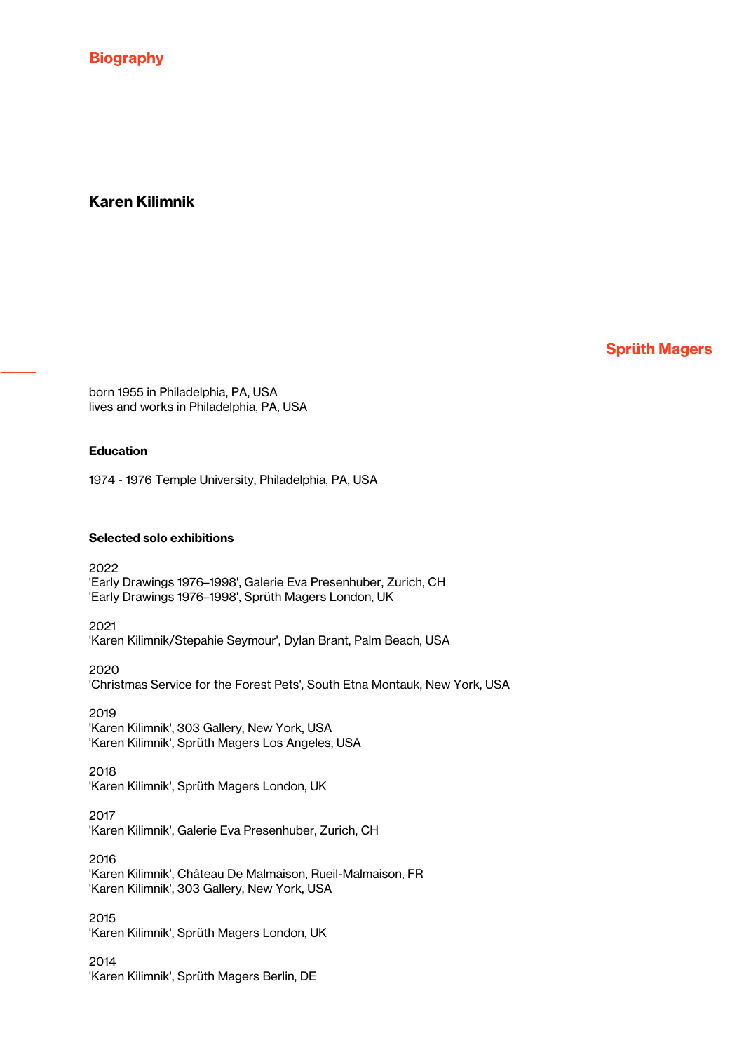## Biography

# Karen Kilimnik

**Sprüth Magers**

born 1955 in Philadelphia, PA, USA
lives and works in Philadelphia, PA, USA

### Education

1974 - 1976 Temple University, Philadelphia, PA, USA

### Selected solo exhibitions

2022
'Early Drawings 1976–1998', Galerie Eva Presenhuber, Zurich, CH
'Early Drawings 1976–1998', Sprüth Magers London, UK

2021
'Karen Kilimnik/Stepahie Seymour', Dylan Brant, Palm Beach, USA

2020
'Christmas Service for the Forest Pets', South Etna Montauk, New York, USA

2019
'Karen Kilimnik', 303 Gallery, New York, USA
'Karen Kilimnik', Sprüth Magers Los Angeles, USA

2018
'Karen Kilimnik', Sprüth Magers London, UK

2017
'Karen Kilimnik', Galerie Eva Presenhuber, Zurich, CH

2016
'Karen Kilimnik', Château De Malmaison, Rueil-Malmaison, FR
'Karen Kilimnik', 303 Gallery, New York, USA

2015
'Karen Kilimnik', Sprüth Magers London, UK

2014
'Karen Kilimnik', Sprüth Magers Berlin, DE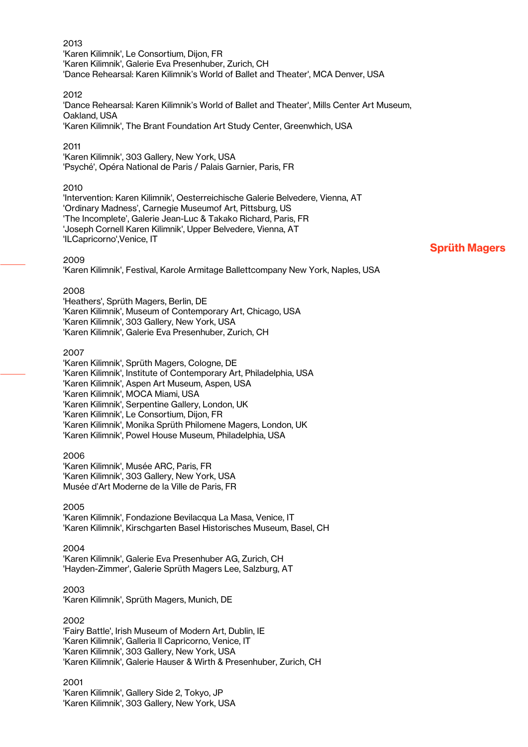2013

'Karen Kilimnik', Le Consortium, Dijon, FR
'Karen Kilimnik', Galerie Eva Presenhuber, Zurich, CH
'Dance Rehearsal: Karen Kilimnik's World of Ballet and Theater', MCA Denver, USA

2012

'Dance Rehearsal: Karen Kilimnik's World of Ballet and Theater', Mills Center Art Museum, Oakland, USA
'Karen Kilimnik', The Brant Foundation Art Study Center, Greenwhich, USA

2011

'Karen Kilimnik', 303 Gallery, New York, USA
'Psyché', Opéra National de Paris / Palais Garnier, Paris, FR

2010

'Intervention: Karen Kilimnik', Oesterreichische Galerie Belvedere, Vienna, AT
'Ordinary Madness', Carnegie Museumof Art, Pittsburg, US
'The Incomplete', Galerie Jean-Luc & Takako Richard, Paris, FR
'Joseph Cornell Karen Kilimnik', Upper Belvedere, Vienna, AT
'ILCapricorno',Venice, IT

2009

'Karen Kilimnik', Festival, Karole Armitage Ballettcompany New York, Naples, USA

2008

'Heathers', Sprüth Magers, Berlin, DE
'Karen Kilimnik', Museum of Contemporary Art, Chicago, USA
'Karen Kilimnik', 303 Gallery, New York, USA
'Karen Kilimnik', Galerie Eva Presenhuber, Zurich, CH

2007

'Karen Kilimnik', Sprüth Magers, Cologne, DE
'Karen Kilimnik', Institute of Contemporary Art, Philadelphia, USA
'Karen Kilimnik', Aspen Art Museum, Aspen, USA
'Karen Kilimnik', MOCA Miami, USA
'Karen Kilimnik', Serpentine Gallery, London, UK
'Karen Kilimnik', Le Consortium, Dijon, FR
'Karen Kilimnik', Monika Sprüth Philomene Magers, London, UK
'Karen Kilimnik', Powel House Museum, Philadelphia, USA

2006

'Karen Kilimnik', Musée ARC, Paris, FR
'Karen Kilimnik', 303 Gallery, New York, USA
Musée d'Art Moderne de la Ville de Paris, FR

2005

'Karen Kilimnik', Fondazione Bevilacqua La Masa, Venice, IT
'Karen Kilimnik', Kirschgarten Basel Historisches Museum, Basel, CH

2004

'Karen Kilimnik', Galerie Eva Presenhuber AG, Zurich, CH
'Hayden-Zimmer', Galerie Sprüth Magers Lee, Salzburg, AT

2003

'Karen Kilimnik', Sprüth Magers, Munich, DE

2002

'Fairy Battle', Irish Museum of Modern Art, Dublin, IE
'Karen Kilimnik', Galleria Il Capricorno, Venice, IT
'Karen Kilimnik', 303 Gallery, New York, USA
'Karen Kilimnik', Galerie Hauser & Wirth & Presenhuber, Zurich, CH

2001

'Karen Kilimnik', Gallery Side 2, Tokyo, JP
'Karen Kilimnik', 303 Gallery, New York, USA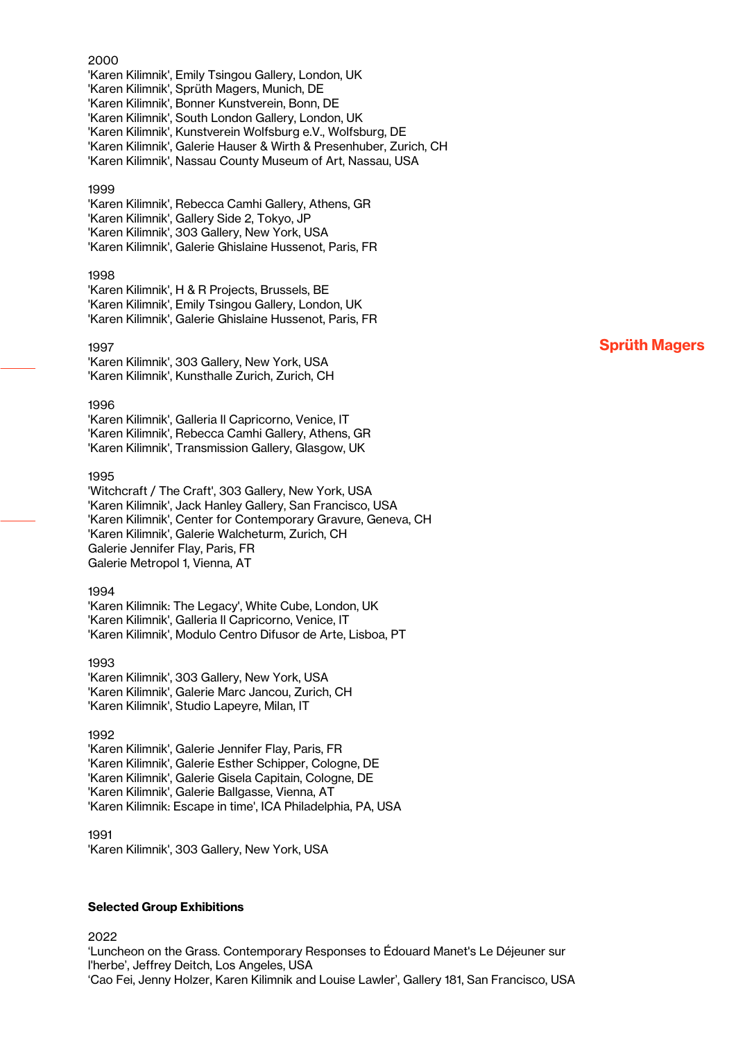2000
'Karen Kilimnik', Emily Tsingou Gallery, London, UK
'Karen Kilimnik', Sprüth Magers, Munich, DE
'Karen Kilimnik', Bonner Kunstverein, Bonn, DE
'Karen Kilimnik', South London Gallery, London, UK
'Karen Kilimnik', Kunstverein Wolfsburg e.V., Wolfsburg, DE
'Karen Kilimnik', Galerie Hauser & Wirth & Presenhuber, Zurich, CH
'Karen Kilimnik', Nassau County Museum of Art, Nassau, USA

1999
'Karen Kilimnik', Rebecca Camhi Gallery, Athens, GR
'Karen Kilimnik', Gallery Side 2, Tokyo, JP
'Karen Kilimnik', 303 Gallery, New York, USA
'Karen Kilimnik', Galerie Ghislaine Hussenot, Paris, FR

1998
'Karen Kilimnik', H & R Projects, Brussels, BE
'Karen Kilimnik', Emily Tsingou Gallery, London, UK
'Karen Kilimnik', Galerie Ghislaine Hussenot, Paris, FR

1997
'Karen Kilimnik', 303 Gallery, New York, USA
'Karen Kilimnik', Kunsthalle Zurich, Zurich, CH

1996
'Karen Kilimnik', Galleria Il Capricorno, Venice, IT
'Karen Kilimnik', Rebecca Camhi Gallery, Athens, GR
'Karen Kilimnik', Transmission Gallery, Glasgow, UK

1995
'Witchcraft / The Craft', 303 Gallery, New York, USA
'Karen Kilimnik', Jack Hanley Gallery, San Francisco, USA
'Karen Kilimnik', Center for Contemporary Gravure, Geneva, CH
'Karen Kilimnik', Galerie Walcheturm, Zurich, CH
Galerie Jennifer Flay, Paris, FR
Galerie Metropol 1, Vienna, AT

1994
'Karen Kilimnik: The Legacy', White Cube, London, UK
'Karen Kilimnik', Galleria Il Capricorno, Venice, IT
'Karen Kilimnik', Modulo Centro Difusor de Arte, Lisboa, PT

1993
'Karen Kilimnik', 303 Gallery, New York, USA
'Karen Kilimnik', Galerie Marc Jancou, Zurich, CH
'Karen Kilimnik', Studio Lapeyre, Milan, IT

1992
'Karen Kilimnik', Galerie Jennifer Flay, Paris, FR
'Karen Kilimnik', Galerie Esther Schipper, Cologne, DE
'Karen Kilimnik', Galerie Gisela Capitain, Cologne, DE
'Karen Kilimnik', Galerie Ballgasse, Vienna, AT
'Karen Kilimnik: Escape in time', ICA Philadelphia, PA, USA

1991
'Karen Kilimnik', 303 Gallery, New York, USA

**Selected Group Exhibitions**

2022
'Luncheon on the Grass. Contemporary Responses to Édouard Manet's Le Déjeuner sur l'herbe', Jeffrey Deitch, Los Angeles, USA
'Cao Fei, Jenny Holzer, Karen Kilimnik and Louise Lawler', Gallery 181, San Francisco, USA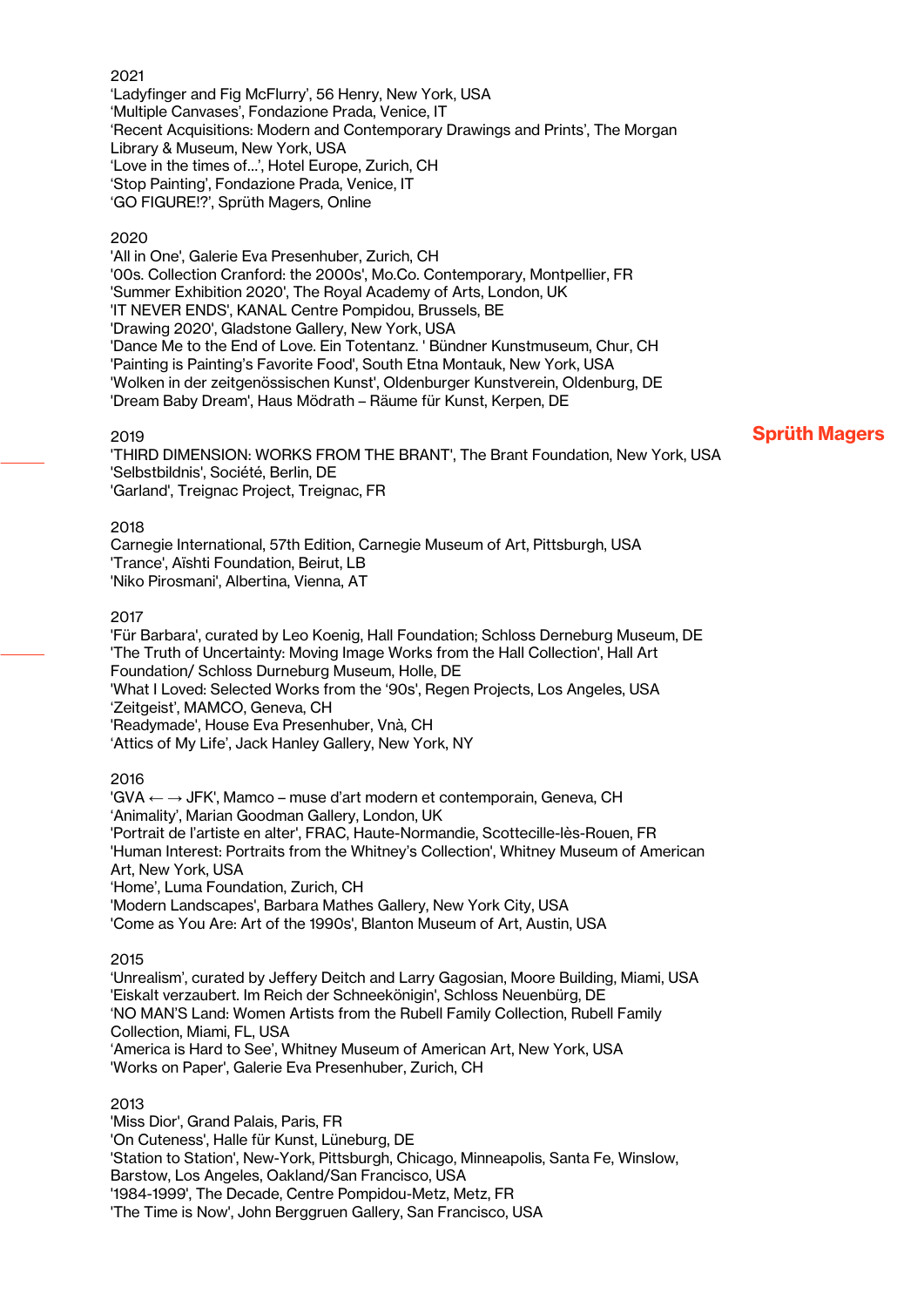2021
'Ladyfinger and Fig McFlurry', 56 Henry, New York, USA
'Multiple Canvases', Fondazione Prada, Venice, IT
'Recent Acquisitions: Modern and Contemporary Drawings and Prints', The Morgan Library & Museum, New York, USA
'Love in the times of...', Hotel Europe, Zurich, CH
'Stop Painting', Fondazione Prada, Venice, IT
'GO FIGURE!?', Sprüth Magers, Online

2020
'All in One', Galerie Eva Presenhuber, Zurich, CH
'00s. Collection Cranford: the 2000s', Mo.Co. Contemporary, Montpellier, FR
'Summer Exhibition 2020', The Royal Academy of Arts, London, UK
'IT NEVER ENDS', KANAL Centre Pompidou, Brussels, BE
'Drawing 2020', Gladstone Gallery, New York, USA
'Dance Me to the End of Love. Ein Totentanz. ' Bündner Kunstmuseum, Chur, CH
'Painting is Painting's Favorite Food', South Etna Montauk, New York, USA
'Wolken in der zeitgenössischen Kunst', Oldenburger Kunstverein, Oldenburg, DE
'Dream Baby Dream', Haus Mödrath – Räume für Kunst, Kerpen, DE

2019
'THIRD DIMENSION: WORKS FROM THE BRANT', The Brant Foundation, New York, USA
'Selbstbildnis', Société, Berlin, DE
'Garland', Treignac Project, Treignac, FR

2018
Carnegie International, 57th Edition, Carnegie Museum of Art, Pittsburgh, USA
'Trance', Aïshti Foundation, Beirut, LB
'Niko Pirosmani', Albertina, Vienna, AT

2017
'Für Barbara', curated by Leo Koenig, Hall Foundation; Schloss Derneburg Museum, DE
'The Truth of Uncertainty: Moving Image Works from the Hall Collection', Hall Art Foundation/ Schloss Durneburg Museum, Holle, DE
'What I Loved: Selected Works from the '90s', Regen Projects, Los Angeles, USA
'Zeitgeist', MAMCO, Geneva, CH
'Readymade', House Eva Presenhuber, Vnà, CH
'Attics of My Life', Jack Hanley Gallery, New York, NY

2016
'GVA ← → JFK', Mamco – muse d'art modern et contemporain, Geneva, CH
'Animality', Marian Goodman Gallery, London, UK
'Portrait de l'artiste en alter', FRAC, Haute-Normandie, Scottecille-lès-Rouen, FR
'Human Interest: Portraits from the Whitney's Collection', Whitney Museum of American Art, New York, USA
'Home', Luma Foundation, Zurich, CH
'Modern Landscapes', Barbara Mathes Gallery, New York City, USA
'Come as You Are: Art of the 1990s', Blanton Museum of Art, Austin, USA

2015
'Unrealism', curated by Jeffery Deitch and Larry Gagosian, Moore Building, Miami, USA
'Eiskalt verzaubert. Im Reich der Schneekönigin', Schloss Neuenbürg, DE
'NO MAN'S Land: Women Artists from the Rubell Family Collection, Rubell Family Collection, Miami, FL, USA
'America is Hard to See', Whitney Museum of American Art, New York, USA
'Works on Paper', Galerie Eva Presenhuber, Zurich, CH

2013
'Miss Dior', Grand Palais, Paris, FR
'On Cuteness', Halle für Kunst, Lüneburg, DE
'Station to Station', New-York, Pittsburgh, Chicago, Minneapolis, Santa Fe, Winslow, Barstow, Los Angeles, Oakland/San Francisco, USA
'1984-1999', The Decade, Centre Pompidou-Metz, Metz, FR
'The Time is Now', John Berggruen Gallery, San Francisco, USA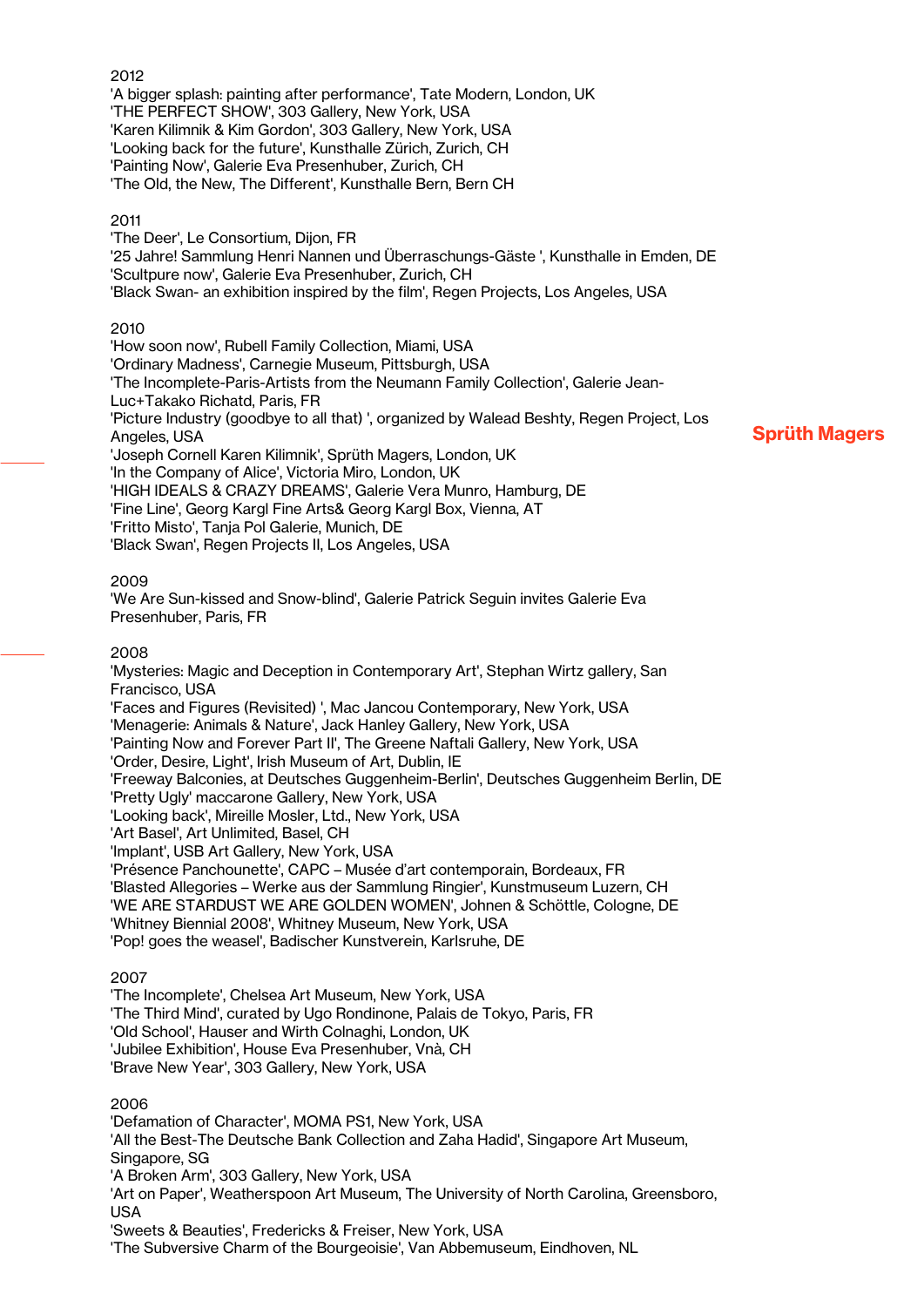2012
'A bigger splash: painting after performance', Tate Modern, London, UK
'THE PERFECT SHOW', 303 Gallery, New York, USA
'Karen Kilimnik & Kim Gordon', 303 Gallery, New York, USA
'Looking back for the future', Kunsthalle Zürich, Zurich, CH
'Painting Now', Galerie Eva Presenhuber, Zurich, CH
'The Old, the New, The Different', Kunsthalle Bern, Bern CH

2011
'The Deer', Le Consortium, Dijon, FR
'25 Jahre! Sammlung Henri Nannen und Überraschungs-Gäste ', Kunsthalle in Emden, DE
'Sculpture now', Galerie Eva Presenhuber, Zurich, CH
'Black Swan- an exhibition inspired by the film', Regen Projects, Los Angeles, USA

2010
'How soon now', Rubell Family Collection, Miami, USA
'Ordinary Madness', Carnegie Museum, Pittsburgh, USA
'The Incomplete-Paris-Artists from the Neumann Family Collection', Galerie Jean-Luc+Takako Richatd, Paris, FR
'Picture Industry (goodbye to all that) ', organized by Walead Beshty, Regen Project, Los Angeles, USA
'Joseph Cornell Karen Kilimnik', Sprüth Magers, London, UK
'In the Company of Alice', Victoria Miro, London, UK
'HIGH IDEALS & CRAZY DREAMS', Galerie Vera Munro, Hamburg, DE
'Fine Line', Georg Kargl Fine Arts& Georg Kargl Box, Vienna, AT
'Fritto Misto', Tanja Pol Galerie, Munich, DE
'Black Swan', Regen Projects II, Los Angeles, USA

2009
'We Are Sun-kissed and Snow-blind', Galerie Patrick Seguin invites Galerie Eva Presenhuber, Paris, FR

2008
'Mysteries: Magic and Deception in Contemporary Art', Stephan Wirtz gallery, San Francisco, USA
'Faces and Figures (Revisited) ', Mac Jancou Contemporary, New York, USA
'Menagerie: Animals & Nature', Jack Hanley Gallery, New York, USA
'Painting Now and Forever Part II', The Greene Naftali Gallery, New York, USA
'Order, Desire, Light', Irish Museum of Art, Dublin, IE
'Freeway Balconies, at Deutsches Guggenheim-Berlin', Deutsches Guggenheim Berlin, DE
'Pretty Ugly' maccarone Gallery, New York, USA
'Looking back', Mireille Mosler, Ltd., New York, USA
'Art Basel', Art Unlimited, Basel, CH
'Implant', USB Art Gallery, New York, USA
'Présence Panchounette', CAPC – Musée d'art contemporain, Bordeaux, FR
'Blasted Allegories – Werke aus der Sammlung Ringier', Kunstmuseum Luzern, CH
'WE ARE STARDUST WE ARE GOLDEN WOMEN', Johnen & Schöttle, Cologne, DE
'Whitney Biennial 2008', Whitney Museum, New York, USA
'Pop! goes the weasel', Badischer Kunstverein, Karlsruhe, DE

2007
'The Incomplete', Chelsea Art Museum, New York, USA
'The Third Mind', curated by Ugo Rondinone, Palais de Tokyo, Paris, FR
'Old School', Hauser and Wirth Colnaghi, London, UK
'Jubilee Exhibition', House Eva Presenhuber, Vnà, CH
'Brave New Year', 303 Gallery, New York, USA

2006
'Defamation of Character', MOMA PS1, New York, USA
'All the Best-The Deutsche Bank Collection and Zaha Hadid', Singapore Art Museum, Singapore, SG
'A Broken Arm', 303 Gallery, New York, USA
'Art on Paper', Weatherspoon Art Museum, The University of North Carolina, Greensboro, USA
'Sweets & Beauties', Fredericks & Freiser, New York, USA
'The Subversive Charm of the Bourgeoisie', Van Abbemuseum, Eindhoven, NL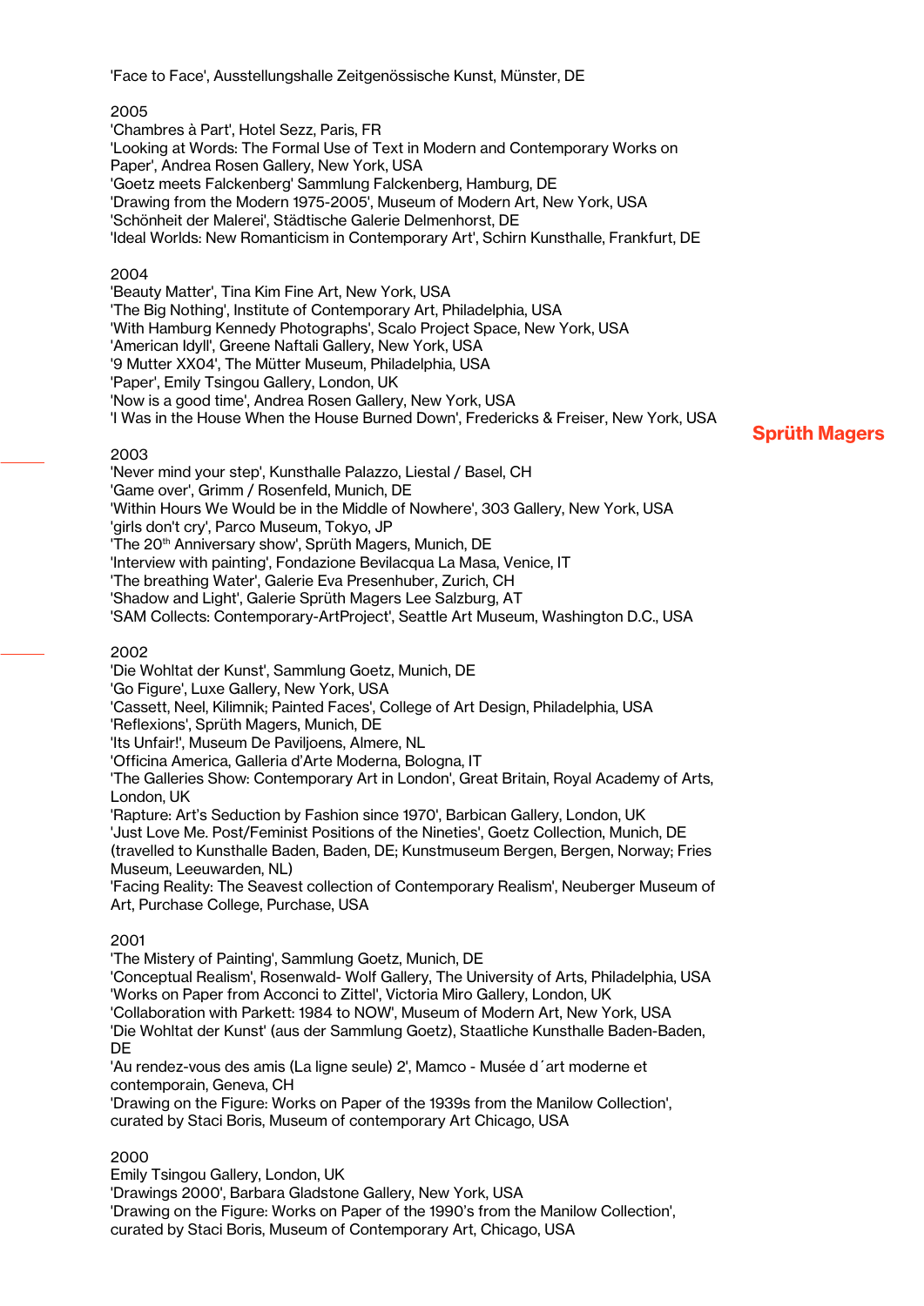'Face to Face', Ausstellungshalle Zeitgenössische Kunst, Münster, DE

2005
'Chambres à Part', Hotel Sezz, Paris, FR
'Looking at Words: The Formal Use of Text in Modern and Contemporary Works on Paper', Andrea Rosen Gallery, New York, USA
'Goetz meets Falckenberg' Sammlung Falckenberg, Hamburg, DE
'Drawing from the Modern 1975-2005', Museum of Modern Art, New York, USA
'Schönheit der Malerei', Städtische Galerie Delmenhorst, DE
'Ideal Worlds: New Romanticism in Contemporary Art', Schirn Kunsthalle, Frankfurt, DE

2004
'Beauty Matter', Tina Kim Fine Art, New York, USA
'The Big Nothing', Institute of Contemporary Art, Philadelphia, USA
'With Hamburg Kennedy Photographs', Scalo Project Space, New York, USA
'American Idyll', Greene Naftali Gallery, New York, USA
'9 Mutter XX04', The Mütter Museum, Philadelphia, USA
'Paper', Emily Tsingou Gallery, London, UK
'Now is a good time', Andrea Rosen Gallery, New York, USA
'I Was in the House When the House Burned Down', Fredericks & Freiser, New York, USA

2003
'Never mind your step', Kunsthalle Palazzo, Liestal / Basel, CH
'Game over', Grimm / Rosenfeld, Munich, DE
'Within Hours We Would be in the Middle of Nowhere', 303 Gallery, New York, USA
'girls don't cry', Parco Museum, Tokyo, JP
'The 20th Anniversary show', Sprüth Magers, Munich, DE
'Interview with painting', Fondazione Bevilacqua La Masa, Venice, IT
'The breathing Water', Galerie Eva Presenhuber, Zurich, CH
'Shadow and Light', Galerie Sprüth Magers Lee Salzburg, AT
'SAM Collects: Contemporary-ArtProject', Seattle Art Museum, Washington D.C., USA

2002
'Die Wohltat der Kunst', Sammlung Goetz, Munich, DE
'Go Figure', Luxe Gallery, New York, USA
'Cassett, Neel, Kilimnik; Painted Faces', College of Art Design, Philadelphia, USA
'Reflexions', Sprüth Magers, Munich, DE
'Its Unfair!', Museum De Paviljoens, Almere, NL
'Officina America, Galleria d'Arte Moderna, Bologna, IT
'The Galleries Show: Contemporary Art in London', Great Britain, Royal Academy of Arts, London, UK
'Rapture: Art's Seduction by Fashion since 1970', Barbican Gallery, London, UK
'Just Love Me. Post/Feminist Positions of the Nineties', Goetz Collection, Munich, DE (travelled to Kunsthalle Baden, Baden, DE; Kunstmuseum Bergen, Bergen, Norway; Fries Museum, Leeuwarden, NL)
'Facing Reality: The Seavest collection of Contemporary Realism', Neuberger Museum of Art, Purchase College, Purchase, USA

2001
'The Mistery of Painting', Sammlung Goetz, Munich, DE
'Conceptual Realism', Rosenwald- Wolf Gallery, The University of Arts, Philadelphia, USA
'Works on Paper from Acconci to Zittel', Victoria Miro Gallery, London, UK
'Collaboration with Parkett: 1984 to NOW', Museum of Modern Art, New York, USA
'Die Wohltat der Kunst' (aus der Sammlung Goetz), Staatliche Kunsthalle Baden-Baden, DE
'Au rendez-vous des amis (La ligne seule) 2', Mamco - Musée d´art moderne et contemporain, Geneva, CH
'Drawing on the Figure: Works on Paper of the 1939s from the Manilow Collection', curated by Staci Boris, Museum of contemporary Art Chicago, USA

2000
Emily Tsingou Gallery, London, UK
'Drawings 2000', Barbara Gladstone Gallery, New York, USA
'Drawing on the Figure: Works on Paper of the 1990's from the Manilow Collection', curated by Staci Boris, Museum of Contemporary Art, Chicago, USA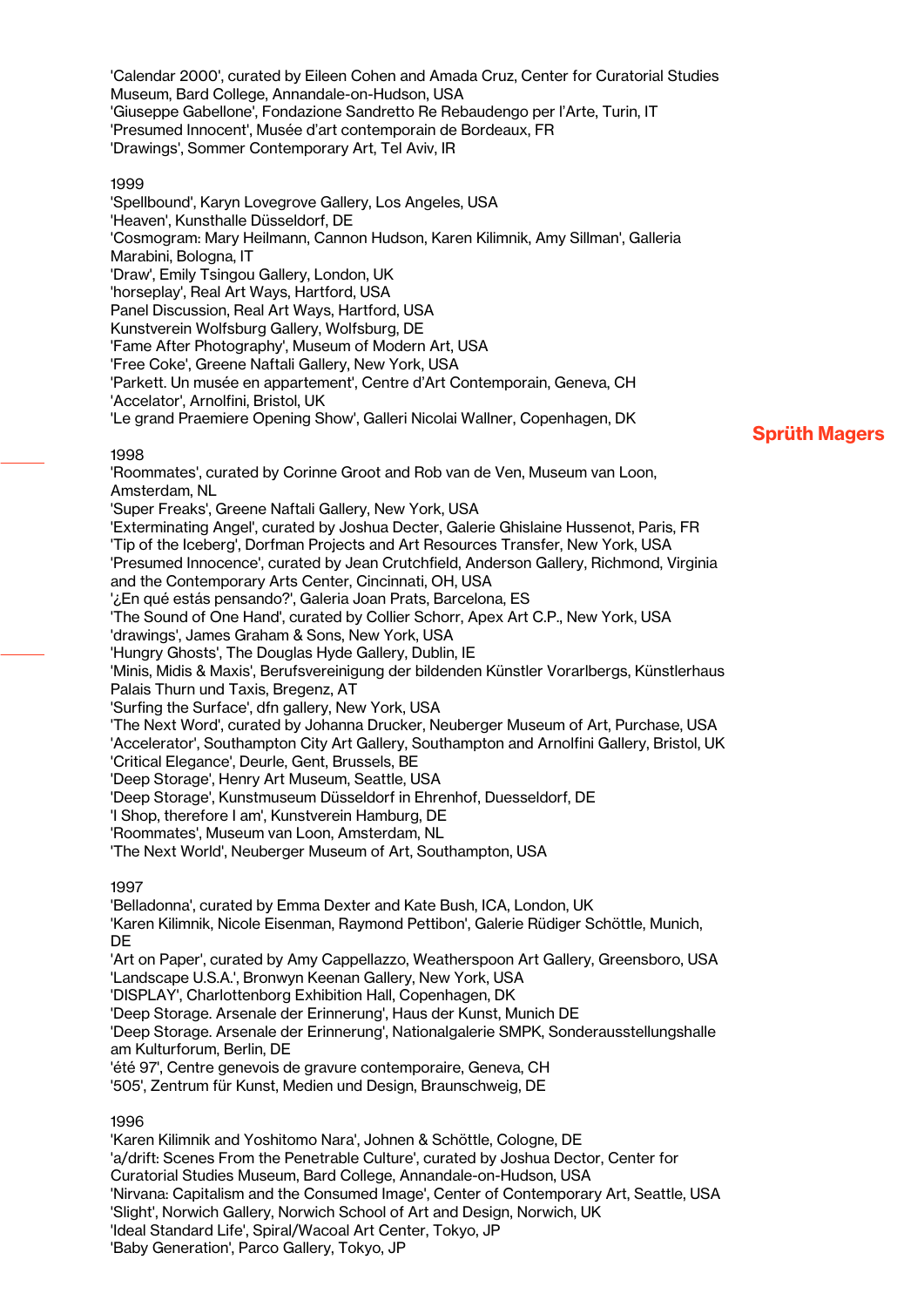'Calendar 2000', curated by Eileen Cohen and Amada Cruz, Center for Curatorial Studies Museum, Bard College, Annandale-on-Hudson, USA
'Giuseppe Gabellone', Fondazione Sandretto Re Rebaudengo per l'Arte, Turin, IT
'Presumed Innocent', Musée d'art contemporain de Bordeaux, FR
'Drawings', Sommer Contemporary Art, Tel Aviv, IR

1999
'Spellbound', Karyn Lovegrove Gallery, Los Angeles, USA
'Heaven', Kunsthalle Düsseldorf, DE
'Cosmogram: Mary Heilmann, Cannon Hudson, Karen Kilimnik, Amy Sillman', Galleria Marabini, Bologna, IT
'Draw', Emily Tsingou Gallery, London, UK
'horseplay', Real Art Ways, Hartford, USA
Panel Discussion, Real Art Ways, Hartford, USA
Kunstverein Wolfsburg Gallery, Wolfsburg, DE
'Fame After Photography', Museum of Modern Art, USA
'Free Coke', Greene Naftali Gallery, New York, USA
'Parkett. Un musée en appartement', Centre d'Art Contemporain, Geneva, CH
'Accelator', Arnolfini, Bristol, UK
'Le grand Praemiere Opening Show', Galleri Nicolai Wallner, Copenhagen, DK

1998
'Roommates', curated by Corinne Groot and Rob van de Ven, Museum van Loon, Amsterdam, NL
'Super Freaks', Greene Naftali Gallery, New York, USA
'Exterminating Angel', curated by Joshua Decter, Galerie Ghislaine Hussenot, Paris, FR
'Tip of the Iceberg', Dorfman Projects and Art Resources Transfer, New York, USA
'Presumed Innocence', curated by Jean Crutchfield, Anderson Gallery, Richmond, Virginia and the Contemporary Arts Center, Cincinnati, OH, USA
'¿En qué estás pensando?', Galeria Joan Prats, Barcelona, ES
'The Sound of One Hand', curated by Collier Schorr, Apex Art C.P., New York, USA
'drawings', James Graham & Sons, New York, USA
'Hungry Ghosts', The Douglas Hyde Gallery, Dublin, IE
'Minis, Midis & Maxis', Berufsvereinigung der bildenden Künstler Vorarlbergs, Künstlerhaus Palais Thurn und Taxis, Bregenz, AT
'Surfing the Surface', dfn gallery, New York, USA
'The Next Word', curated by Johanna Drucker, Neuberger Museum of Art, Purchase, USA
'Accelerator', Southampton City Art Gallery, Southampton and Arnolfini Gallery, Bristol, UK
'Critical Elegance', Deurle, Gent, Brussels, BE
'Deep Storage', Henry Art Museum, Seattle, USA
'Deep Storage', Kunstmuseum Düsseldorf in Ehrenhof, Duesseldorf, DE
'I Shop, therefore I am', Kunstverein Hamburg, DE
'Roommates', Museum van Loon, Amsterdam, NL
'The Next World', Neuberger Museum of Art, Southampton, USA

1997
'Belladonna', curated by Emma Dexter and Kate Bush, ICA, London, UK
'Karen Kilimnik, Nicole Eisenman, Raymond Pettibon', Galerie Rüdiger Schöttle, Munich, DE
'Art on Paper', curated by Amy Cappellazzo, Weatherspoon Art Gallery, Greensboro, USA
'Landscape U.S.A.', Bronwyn Keenan Gallery, New York, USA
'DISPLAY', Charlottenborg Exhibition Hall, Copenhagen, DK
'Deep Storage. Arsenale der Erinnerung', Haus der Kunst, Munich DE
'Deep Storage. Arsenale der Erinnerung', Nationalgalerie SMPK, Sonderausstellungshalle am Kulturforum, Berlin, DE
'été 97', Centre genevois de gravure contemporaire, Geneva, CH
'505', Zentrum für Kunst, Medien und Design, Braunschweig, DE

1996
'Karen Kilimnik and Yoshitomo Nara', Johnen & Schöttle, Cologne, DE
'a/drift: Scenes From the Penetrable Culture', curated by Joshua Dector, Center for Curatorial Studies Museum, Bard College, Annandale-on-Hudson, USA
'Nirvana: Capitalism and the Consumed Image', Center of Contemporary Art, Seattle, USA
'Slight', Norwich Gallery, Norwich School of Art and Design, Norwich, UK
'Ideal Standard Life', Spiral/Wacoal Art Center, Tokyo, JP
'Baby Generation', Parco Gallery, Tokyo, JP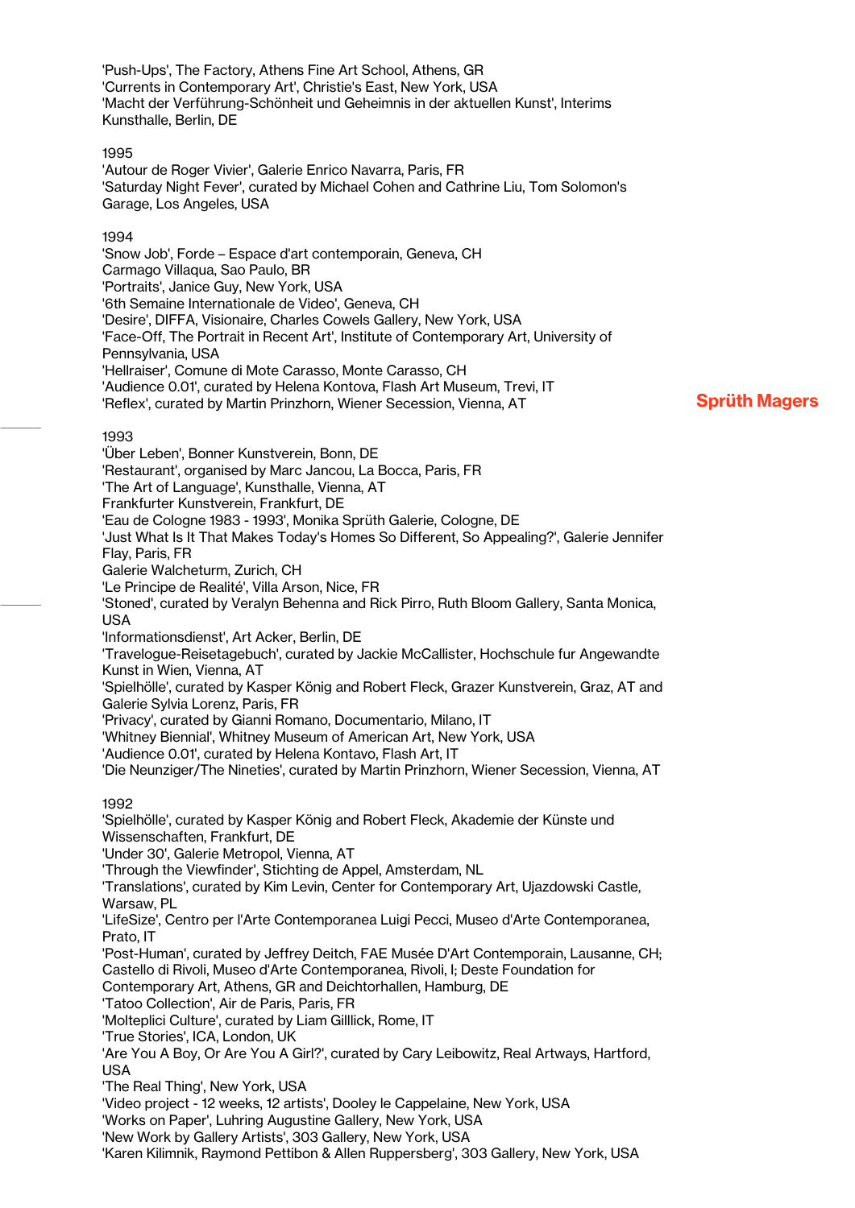'Push-Ups', The Factory, Athens Fine Art School, Athens, GR
'Currents in Contemporary Art', Christie's East, New York, USA
'Macht der Verführung-Schönheit und Geheimnis in der aktuellen Kunst', Interims Kunsthalle, Berlin, DE

1995
'Autour de Roger Vivier', Galerie Enrico Navarra, Paris, FR
'Saturday Night Fever', curated by Michael Cohen and Cathrine Liu, Tom Solomon's Garage, Los Angeles, USA

1994
'Snow Job', Forde – Espace d'art contemporain, Geneva, CH
Carmago Villaqua, Sao Paulo, BR
'Portraits', Janice Guy, New York, USA
'6th Semaine Internationale de Video', Geneva, CH
'Desire', DIFFA, Visionaire, Charles Cowels Gallery, New York, USA
'Face-Off, The Portrait in Recent Art', Institute of Contemporary Art, University of Pennsylvania, USA
'Hellraiser', Comune di Mote Carasso, Monte Carasso, CH
'Audience 0.01', curated by Helena Kontova, Flash Art Museum, Trevi, IT
'Reflex', curated by Martin Prinzhorn, Wiener Secession, Vienna, AT

1993
'Über Leben', Bonner Kunstverein, Bonn, DE
'Restaurant', organised by Marc Jancou, La Bocca, Paris, FR
'The Art of Language', Kunsthalle, Vienna, AT
Frankfurter Kunstverein, Frankfurt, DE
'Eau de Cologne 1983 - 1993', Monika Sprüth Galerie, Cologne, DE
'Just What Is It That Makes Today's Homes So Different, So Appealing?', Galerie Jennifer Flay, Paris, FR
Galerie Walcheturm, Zurich, CH
'Le Principe de Realité', Villa Arson, Nice, FR
'Stoned', curated by Veralyn Behenna and Rick Pirro, Ruth Bloom Gallery, Santa Monica, USA
'Informationsdienst', Art Acker, Berlin, DE
'Travelogue-Reisetagebuch', curated by Jackie McCallister, Hochschule fur Angewandte Kunst in Wien, Vienna, AT
'Spielhölle', curated by Kasper König and Robert Fleck, Grazer Kunstverein, Graz, AT and Galerie Sylvia Lorenz, Paris, FR
'Privacy', curated by Gianni Romano, Documentario, Milano, IT
'Whitney Biennial', Whitney Museum of American Art, New York, USA
'Audience 0.01', curated by Helena Kontavo, Flash Art, IT
'Die Neunziger/The Nineties', curated by Martin Prinzhorn, Wiener Secession, Vienna, AT

1992
'Spielhölle', curated by Kasper König and Robert Fleck, Akademie der Künste und Wissenschaften, Frankfurt, DE
'Under 30', Galerie Metropol, Vienna, AT
'Through the Viewfinder', Stichting de Appel, Amsterdam, NL
'Translations', curated by Kim Levin, Center for Contemporary Art, Ujazdowski Castle, Warsaw, PL
'LifeSize', Centro per l'Arte Contemporanea Luigi Pecci, Museo d'Arte Contemporanea, Prato, IT
'Post-Human', curated by Jeffrey Deitch, FAE Musée D'Art Contemporain, Lausanne, CH; Castello di Rivoli, Museo d'Arte Contemporanea, Rivoli, I; Deste Foundation for Contemporary Art, Athens, GR and Deichtorhallen, Hamburg, DE
'Tatoo Collection', Air de Paris, Paris, FR
'Molteplici Culture', curated by Liam Gilllick, Rome, IT
'True Stories', ICA, London, UK
'Are You A Boy, Or Are You A Girl?', curated by Cary Leibowitz, Real Artways, Hartford, USA
'The Real Thing', New York, USA
'Video project - 12 weeks, 12 artists', Dooley le Cappelaine, New York, USA
'Works on Paper', Luhring Augustine Gallery, New York, USA
'New Work by Gallery Artists', 303 Gallery, New York, USA
'Karen Kilimnik, Raymond Pettibon & Allen Ruppersberg', 303 Gallery, New York, USA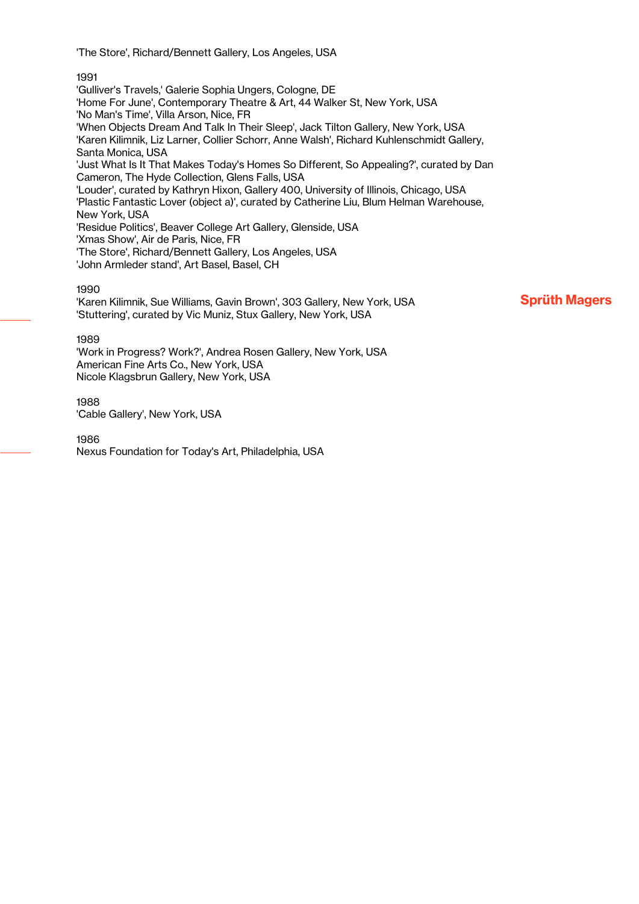'The Store', Richard/Bennett Gallery, Los Angeles, USA

1991
'Gulliver's Travels,' Galerie Sophia Ungers, Cologne, DE
'Home For June', Contemporary Theatre & Art, 44 Walker St, New York, USA
'No Man's Time', Villa Arson, Nice, FR
'When Objects Dream And Talk In Their Sleep', Jack Tilton Gallery, New York, USA
'Karen Kilimnik, Liz Larner, Collier Schorr, Anne Walsh', Richard Kuhlenschmidt Gallery, Santa Monica, USA
'Just What Is It That Makes Today's Homes So Different, So Appealing?', curated by Dan Cameron, The Hyde Collection, Glens Falls, USA
'Louder', curated by Kathryn Hixon, Gallery 400, University of Illinois, Chicago, USA
'Plastic Fantastic Lover (object a)', curated by Catherine Liu, Blum Helman Warehouse, New York, USA
'Residue Politics', Beaver College Art Gallery, Glenside, USA
'Xmas Show', Air de Paris, Nice, FR
'The Store', Richard/Bennett Gallery, Los Angeles, USA
'John Armleder stand', Art Basel, Basel, CH

1990
'Karen Kilimnik, Sue Williams, Gavin Brown', 303 Gallery, New York, USA
'Stuttering', curated by Vic Muniz, Stux Gallery, New York, USA

1989
'Work in Progress? Work?', Andrea Rosen Gallery, New York, USA
American Fine Arts Co., New York, USA
Nicole Klagsbrun Gallery, New York, USA

1988
'Cable Gallery', New York, USA

1986
Nexus Foundation for Today's Art, Philadelphia, USA